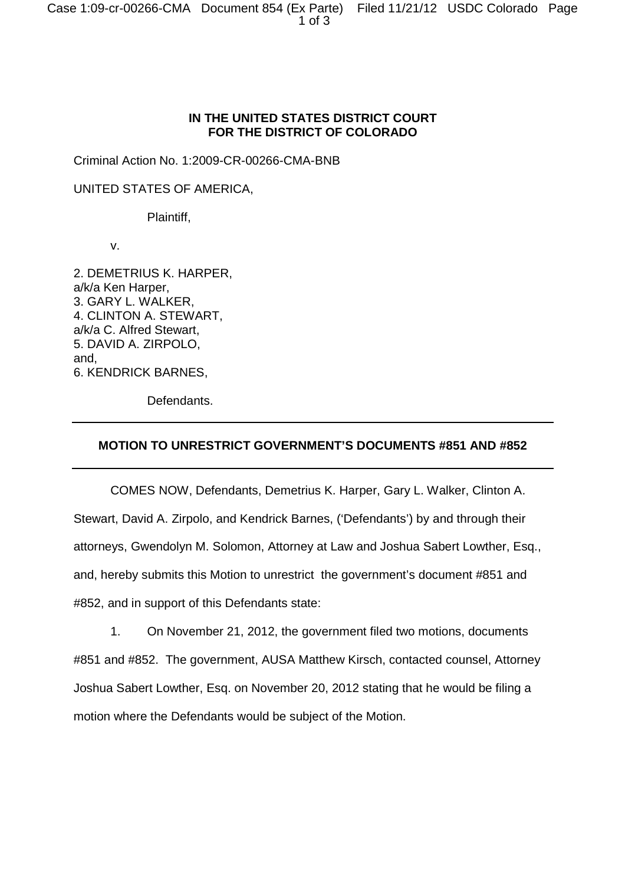**IN THE UNITED STATES DISTRICT COURT**
**FOR THE DISTRICT OF COLORADO**

Criminal Action No. 1:2009-CR-00266-CMA-BNB

UNITED STATES OF AMERICA,

Plaintiff,

v.

2. DEMETRIUS K. HARPER,
a/k/a Ken Harper,
3. GARY L. WALKER,
4. CLINTON A. STEWART,
a/k/a C. Alfred Stewart,
5. DAVID A. ZIRPOLO,
and,
6. KENDRICK BARNES,

Defendants.

---

**MOTION TO UNRESTRICT GOVERNMENT'S DOCUMENTS #851 AND #852**

---

COMES NOW, Defendants, Demetrius K. Harper, Gary L. Walker, Clinton A. Stewart, David A. Zirpolo, and Kendrick Barnes, ('Defendants') by and through their attorneys, Gwendolyn M. Solomon, Attorney at Law and Joshua Sabert Lowther, Esq., and, hereby submits this Motion to unrestrict the government's document #851 and #852, and in support of this Defendants state:

1. On November 21, 2012, the government filed two motions, documents #851 and #852. The government, AUSA Matthew Kirsch, contacted counsel, Attorney Joshua Sabert Lowther, Esq. on November 20, 2012 stating that he would be filing a motion where the Defendants would be subject of the Motion.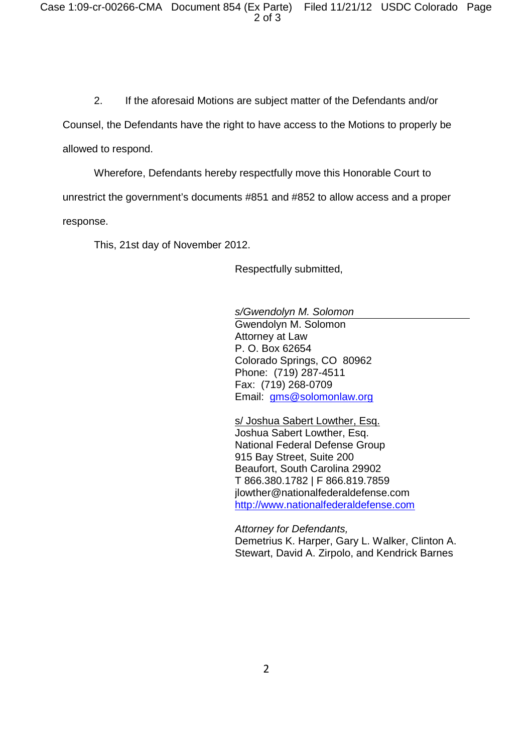2. If the aforesaid Motions are subject matter of the Defendants and/or Counsel, the Defendants have the right to have access to the Motions to properly be allowed to respond.

Wherefore, Defendants hereby respectfully move this Honorable Court to unrestrict the government's documents #851 and #852 to allow access and a proper response.

This, 21st day of November 2012.

Respectfully submitted,

*s/Gwendolyn M. Solomon*
Gwendolyn M. Solomon
Attorney at Law
P. O. Box 62654
Colorado Springs, CO 80962
Phone: (719) 287-4511
Fax: (719) 268-0709
Email: gms@solomonlaw.org

s/ Joshua Sabert Lowther, Esq.
Joshua Sabert Lowther, Esq.
National Federal Defense Group
915 Bay Street, Suite 200
Beaufort, South Carolina 29902
T 866.380.1782 | F 866.819.7859
jlowther@nationalfederaldefense.com
http://www.nationalfederaldefense.com

*Attorney for Defendants,*
Demetrius K. Harper, Gary L. Walker, Clinton A. Stewart, David A. Zirpolo, and Kendrick Barnes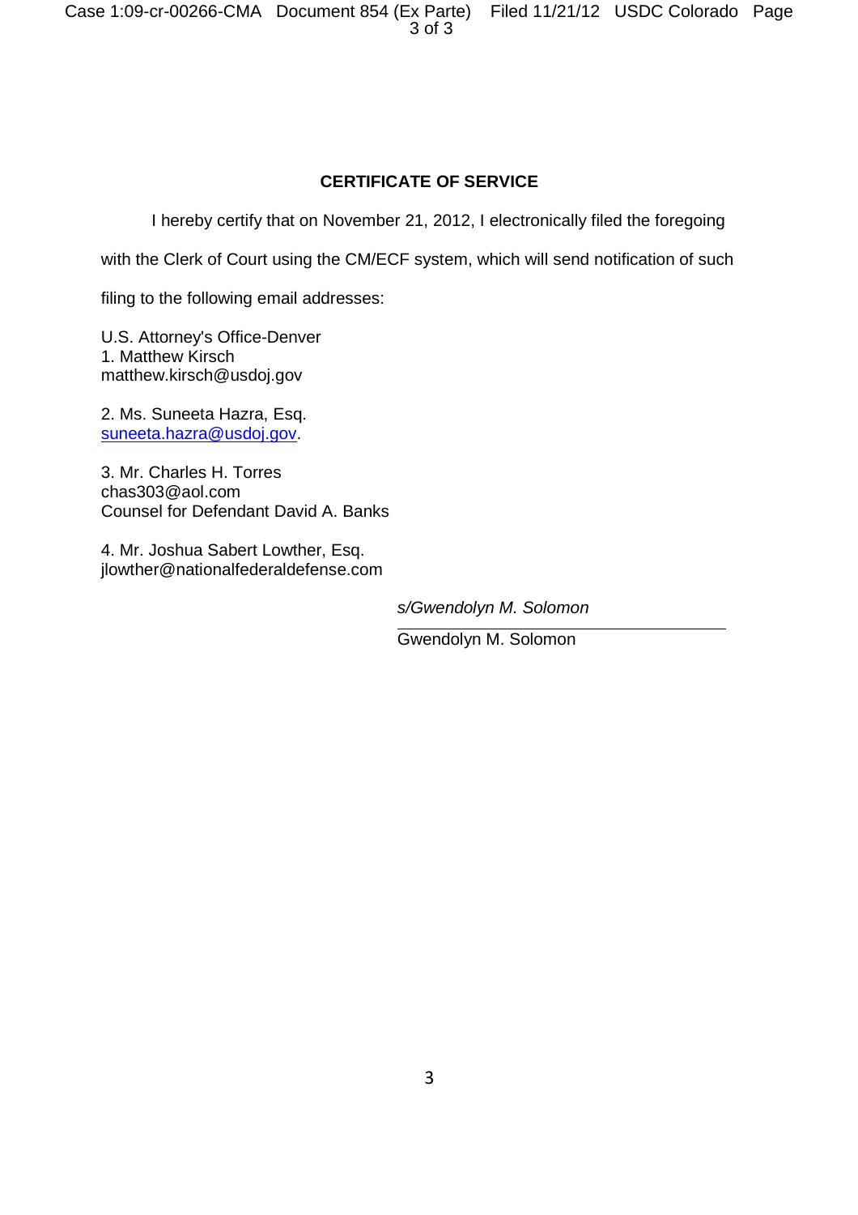## CERTIFICATE OF SERVICE

I hereby certify that on November 21, 2012, I electronically filed the foregoing with the Clerk of Court using the CM/ECF system, which will send notification of such filing to the following email addresses:

U.S. Attorney's Office-Denver  
1. Matthew Kirsch  
matthew.kirsch@usdoj.gov

2. Ms. Suneeta Hazra, Esq.  
suneeta.hazra@usdoj.gov.

3. Mr. Charles H. Torres  
chas303@aol.com  
Counsel for Defendant David A. Banks

4. Mr. Joshua Sabert Lowther, Esq.  
jlowther@nationalfederaldefense.com

*s/Gwendolyn M. Solomon*

Gwendolyn M. Solomon